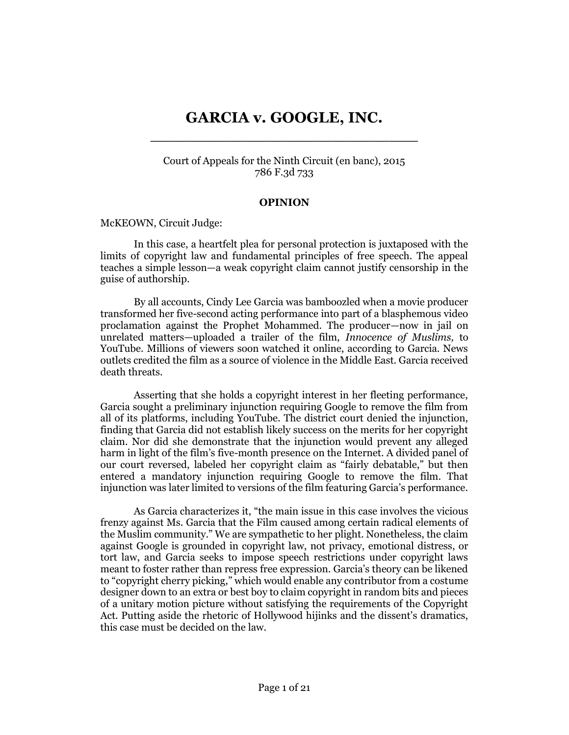# GARCIA v. GOOGLE, INC.

Court of Appeals for the Ninth Circuit (en banc), 2015
786 F.3d 733

## OPINION

McKEOWN, Circuit Judge:

In this case, a heartfelt plea for personal protection is juxtaposed with the limits of copyright law and fundamental principles of free speech. The appeal teaches a simple lesson—a weak copyright claim cannot justify censorship in the guise of authorship.

By all accounts, Cindy Lee Garcia was bamboozled when a movie producer transformed her five-second acting performance into part of a blasphemous video proclamation against the Prophet Mohammed. The producer—now in jail on unrelated matters—uploaded a trailer of the film, *Innocence of Muslims,* to YouTube. Millions of viewers soon watched it online, according to Garcia. News outlets credited the film as a source of violence in the Middle East. Garcia received death threats.

Asserting that she holds a copyright interest in her fleeting performance, Garcia sought a preliminary injunction requiring Google to remove the film from all of its platforms, including YouTube. The district court denied the injunction, finding that Garcia did not establish likely success on the merits for her copyright claim. Nor did she demonstrate that the injunction would prevent any alleged harm in light of the film's five-month presence on the Internet. A divided panel of our court reversed, labeled her copyright claim as "fairly debatable," but then entered a mandatory injunction requiring Google to remove the film. That injunction was later limited to versions of the film featuring Garcia's performance.

As Garcia characterizes it, "the main issue in this case involves the vicious frenzy against Ms. Garcia that the Film caused among certain radical elements of the Muslim community." We are sympathetic to her plight. Nonetheless, the claim against Google is grounded in copyright law, not privacy, emotional distress, or tort law, and Garcia seeks to impose speech restrictions under copyright laws meant to foster rather than repress free expression. Garcia's theory can be likened to "copyright cherry picking," which would enable any contributor from a costume designer down to an extra or best boy to claim copyright in random bits and pieces of a unitary motion picture without satisfying the requirements of the Copyright Act. Putting aside the rhetoric of Hollywood hijinks and the dissent's dramatics, this case must be decided on the law.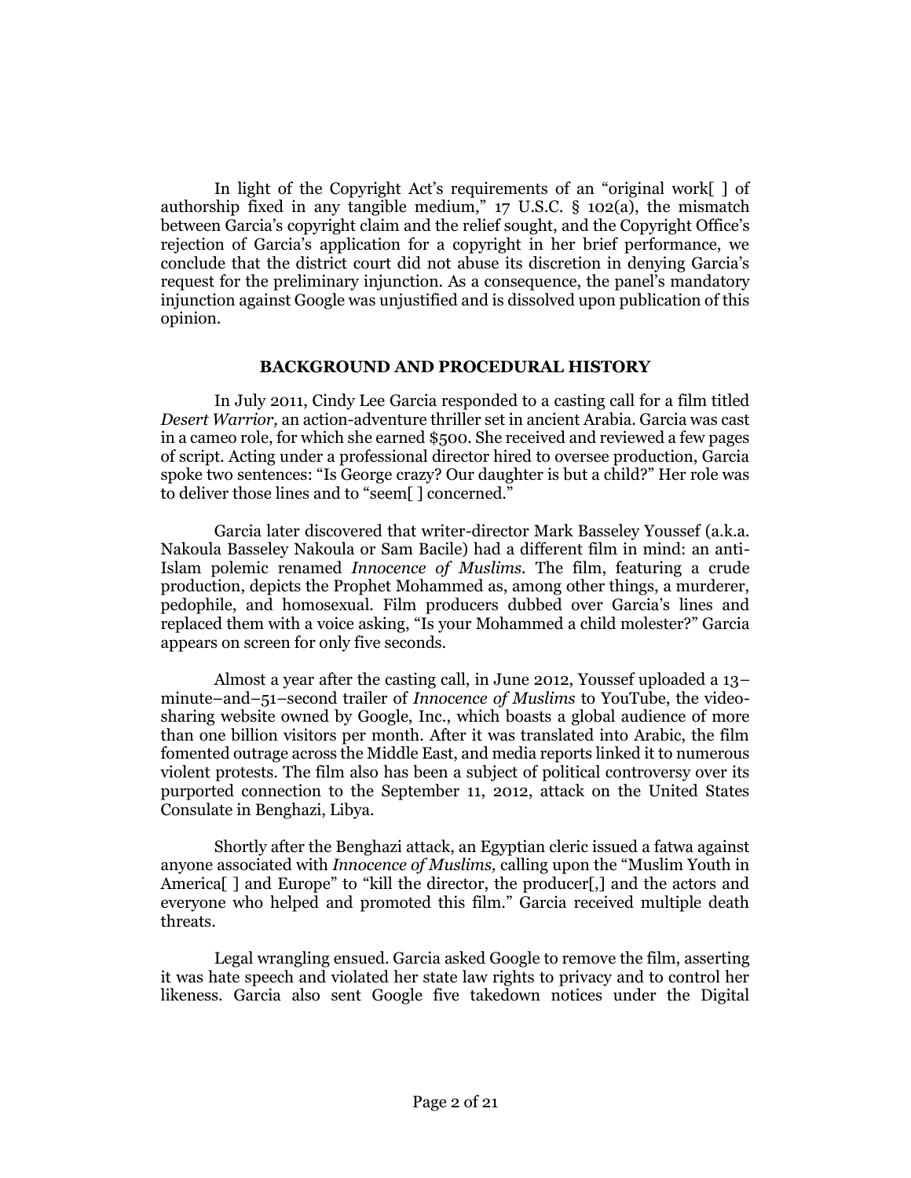In light of the Copyright Act's requirements of an "original work[ ] of authorship fixed in any tangible medium," 17 U.S.C. § 102(a), the mismatch between Garcia's copyright claim and the relief sought, and the Copyright Office's rejection of Garcia's application for a copyright in her brief performance, we conclude that the district court did not abuse its discretion in denying Garcia's request for the preliminary injunction. As a consequence, the panel's mandatory injunction against Google was unjustified and is dissolved upon publication of this opinion.

## BACKGROUND AND PROCEDURAL HISTORY

In July 2011, Cindy Lee Garcia responded to a casting call for a film titled *Desert Warrior,* an action-adventure thriller set in ancient Arabia. Garcia was cast in a cameo role, for which she earned $500. She received and reviewed a few pages of script. Acting under a professional director hired to oversee production, Garcia spoke two sentences: "Is George crazy? Our daughter is but a child?" Her role was to deliver those lines and to "seem[ ] concerned."

Garcia later discovered that writer-director Mark Basseley Youssef (a.k.a. Nakoula Basseley Nakoula or Sam Bacile) had a different film in mind: an anti-Islam polemic renamed *Innocence of Muslims.* The film, featuring a crude production, depicts the Prophet Mohammed as, among other things, a murderer, pedophile, and homosexual. Film producers dubbed over Garcia's lines and replaced them with a voice asking, "Is your Mohammed a child molester?" Garcia appears on screen for only five seconds.

Almost a year after the casting call, in June 2012, Youssef uploaded a 13–minute–and–51–second trailer of *Innocence of Muslims* to YouTube, the video-sharing website owned by Google, Inc., which boasts a global audience of more than one billion visitors per month. After it was translated into Arabic, the film fomented outrage across the Middle East, and media reports linked it to numerous violent protests. The film also has been a subject of political controversy over its purported connection to the September 11, 2012, attack on the United States Consulate in Benghazi, Libya.

Shortly after the Benghazi attack, an Egyptian cleric issued a fatwa against anyone associated with *Innocence of Muslims,* calling upon the "Muslim Youth in America[ ] and Europe" to "kill the director, the producer[,] and the actors and everyone who helped and promoted this film." Garcia received multiple death threats.

Legal wrangling ensued. Garcia asked Google to remove the film, asserting it was hate speech and violated her state law rights to privacy and to control her likeness. Garcia also sent Google five takedown notices under the Digital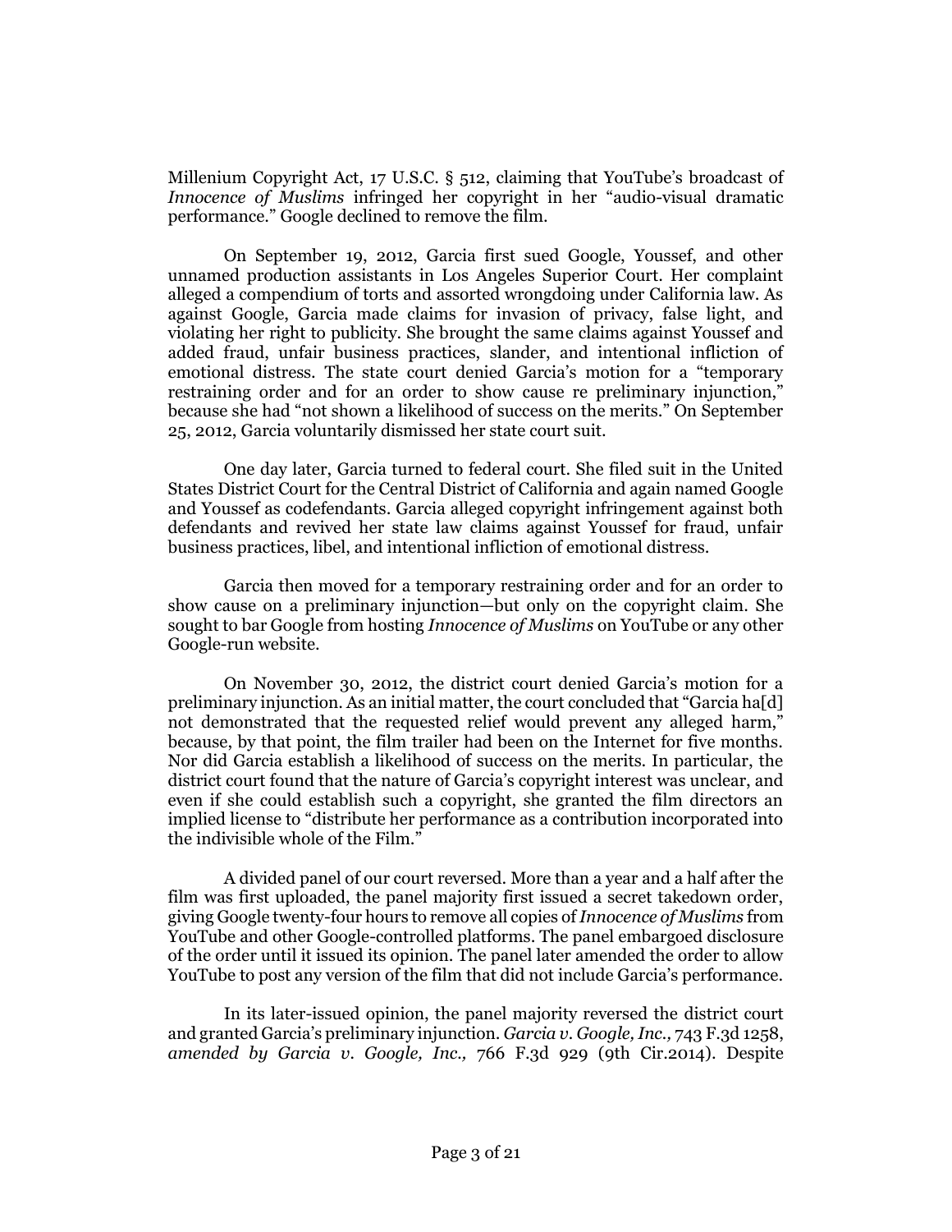Millenium Copyright Act, 17 U.S.C. § 512, claiming that YouTube's broadcast of *Innocence of Muslims* infringed her copyright in her "audio-visual dramatic performance." Google declined to remove the film.

On September 19, 2012, Garcia first sued Google, Youssef, and other unnamed production assistants in Los Angeles Superior Court. Her complaint alleged a compendium of torts and assorted wrongdoing under California law. As against Google, Garcia made claims for invasion of privacy, false light, and violating her right to publicity. She brought the same claims against Youssef and added fraud, unfair business practices, slander, and intentional infliction of emotional distress. The state court denied Garcia's motion for a "temporary restraining order and for an order to show cause re preliminary injunction," because she had "not shown a likelihood of success on the merits." On September 25, 2012, Garcia voluntarily dismissed her state court suit.

One day later, Garcia turned to federal court. She filed suit in the United States District Court for the Central District of California and again named Google and Youssef as codefendants. Garcia alleged copyright infringement against both defendants and revived her state law claims against Youssef for fraud, unfair business practices, libel, and intentional infliction of emotional distress.

Garcia then moved for a temporary restraining order and for an order to show cause on a preliminary injunction—but only on the copyright claim. She sought to bar Google from hosting *Innocence of Muslims* on YouTube or any other Google-run website.

On November 30, 2012, the district court denied Garcia's motion for a preliminary injunction. As an initial matter, the court concluded that "Garcia ha[d] not demonstrated that the requested relief would prevent any alleged harm," because, by that point, the film trailer had been on the Internet for five months. Nor did Garcia establish a likelihood of success on the merits. In particular, the district court found that the nature of Garcia's copyright interest was unclear, and even if she could establish such a copyright, she granted the film directors an implied license to "distribute her performance as a contribution incorporated into the indivisible whole of the Film."

A divided panel of our court reversed. More than a year and a half after the film was first uploaded, the panel majority first issued a secret takedown order, giving Google twenty-four hours to remove all copies of *Innocence of Muslims* from YouTube and other Google-controlled platforms. The panel embargoed disclosure of the order until it issued its opinion. The panel later amended the order to allow YouTube to post any version of the film that did not include Garcia's performance.

In its later-issued opinion, the panel majority reversed the district court and granted Garcia's preliminary injunction. *Garcia v. Google, Inc.,* 743 F.3d 1258, *amended by Garcia v. Google, Inc.,* 766 F.3d 929 (9th Cir.2014). Despite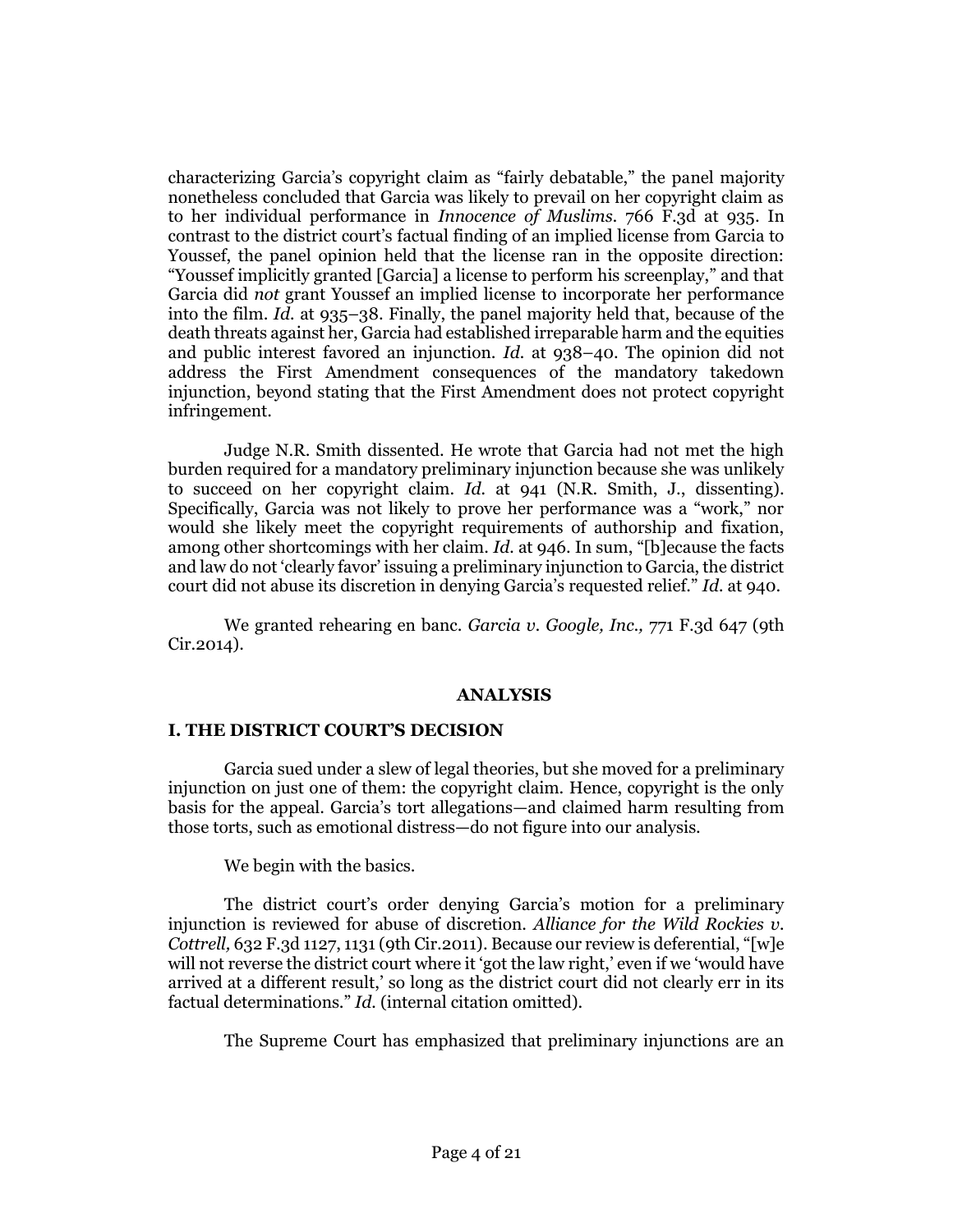characterizing Garcia's copyright claim as "fairly debatable," the panel majority nonetheless concluded that Garcia was likely to prevail on her copyright claim as to her individual performance in *Innocence of Muslims*. 766 F.3d at 935. In contrast to the district court's factual finding of an implied license from Garcia to Youssef, the panel opinion held that the license ran in the opposite direction: "Youssef implicitly granted [Garcia] a license to perform his screenplay," and that Garcia did *not* grant Youssef an implied license to incorporate her performance into the film. *Id.* at 935–38. Finally, the panel majority held that, because of the death threats against her, Garcia had established irreparable harm and the equities and public interest favored an injunction. *Id.* at 938–40. The opinion did not address the First Amendment consequences of the mandatory takedown injunction, beyond stating that the First Amendment does not protect copyright infringement.

Judge N.R. Smith dissented. He wrote that Garcia had not met the high burden required for a mandatory preliminary injunction because she was unlikely to succeed on her copyright claim. *Id.* at 941 (N.R. Smith, J., dissenting). Specifically, Garcia was not likely to prove her performance was a "work," nor would she likely meet the copyright requirements of authorship and fixation, among other shortcomings with her claim. *Id.* at 946. In sum, "[b]ecause the facts and law do not 'clearly favor' issuing a preliminary injunction to Garcia, the district court did not abuse its discretion in denying Garcia's requested relief." *Id.* at 940.

We granted rehearing en banc. *Garcia v. Google, Inc.,* 771 F.3d 647 (9th Cir.2014).

## ANALYSIS

### I. THE DISTRICT COURT'S DECISION

Garcia sued under a slew of legal theories, but she moved for a preliminary injunction on just one of them: the copyright claim. Hence, copyright is the only basis for the appeal. Garcia's tort allegations—and claimed harm resulting from those torts, such as emotional distress—do not figure into our analysis.

We begin with the basics.

The district court's order denying Garcia's motion for a preliminary injunction is reviewed for abuse of discretion. *Alliance for the Wild Rockies v. Cottrell,* 632 F.3d 1127, 1131 (9th Cir.2011). Because our review is deferential, "[w]e will not reverse the district court where it 'got the law right,' even if we 'would have arrived at a different result,' so long as the district court did not clearly err in its factual determinations." *Id.* (internal citation omitted).

The Supreme Court has emphasized that preliminary injunctions are an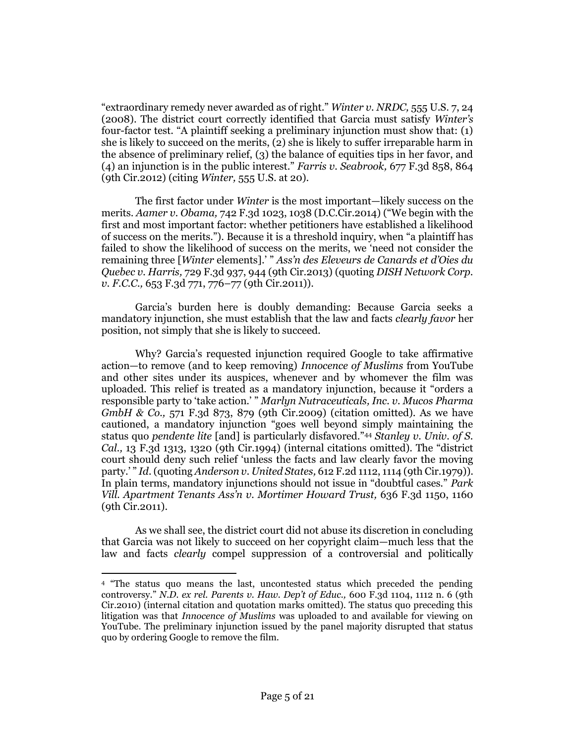"extraordinary remedy never awarded as of right." *Winter v. NRDC,* 555 U.S. 7, 24 (2008). The district court correctly identified that Garcia must satisfy *Winter's* four-factor test. "A plaintiff seeking a preliminary injunction must show that: (1) she is likely to succeed on the merits, (2) she is likely to suffer irreparable harm in the absence of preliminary relief, (3) the balance of equities tips in her favor, and (4) an injunction is in the public interest." *Farris v. Seabrook,* 677 F.3d 858, 864 (9th Cir.2012) (citing *Winter,* 555 U.S. at 20).

The first factor under *Winter* is the most important—likely success on the merits. *Aamer v. Obama,* 742 F.3d 1023, 1038 (D.C.Cir.2014) ("We begin with the first and most important factor: whether petitioners have established a likelihood of success on the merits."). Because it is a threshold inquiry, when "a plaintiff has failed to show the likelihood of success on the merits, we 'need not consider the remaining three [*Winter* elements].' " *Ass'n des Eleveurs de Canards et d'Oies du Quebec v. Harris,* 729 F.3d 937, 944 (9th Cir.2013) (quoting *DISH Network Corp. v. F.C.C.,* 653 F.3d 771, 776–77 (9th Cir.2011)).

Garcia's burden here is doubly demanding: Because Garcia seeks a mandatory injunction, she must establish that the law and facts *clearly favor* her position, not simply that she is likely to succeed.

Why? Garcia's requested injunction required Google to take affirmative action—to remove (and to keep removing) *Innocence of Muslims* from YouTube and other sites under its auspices, whenever and by whomever the film was uploaded. This relief is treated as a mandatory injunction, because it "orders a responsible party to 'take action.' " *Marlyn Nutraceuticals, Inc. v. Mucos Pharma GmbH & Co.,* 571 F.3d 873, 879 (9th Cir.2009) (citation omitted). As we have cautioned, a mandatory injunction "goes well beyond simply maintaining the status quo *pendente lite* [and] is particularly disfavored."[4] *Stanley v. Univ. of S. Cal.,* 13 F.3d 1313, 1320 (9th Cir.1994) (internal citations omitted). The "district court should deny such relief 'unless the facts and law clearly favor the moving party.' " *Id.* (quoting *Anderson v. United States,* 612 F.2d 1112, 1114 (9th Cir.1979)). In plain terms, mandatory injunctions should not issue in "doubtful cases." *Park Vill. Apartment Tenants Ass'n v. Mortimer Howard Trust,* 636 F.3d 1150, 1160 (9th Cir.2011).

As we shall see, the district court did not abuse its discretion in concluding that Garcia was not likely to succeed on her copyright claim—much less that the law and facts *clearly* compel suppression of a controversial and politically

---

[4] "The status quo means the last, uncontested status which preceded the pending controversy." *N.D. ex rel. Parents v. Haw. Dep't of Educ.,* 600 F.3d 1104, 1112 n. 6 (9th Cir.2010) (internal citation and quotation marks omitted). The status quo preceding this litigation was that *Innocence of Muslims* was uploaded to and available for viewing on YouTube. The preliminary injunction issued by the panel majority disrupted that status quo by ordering Google to remove the film.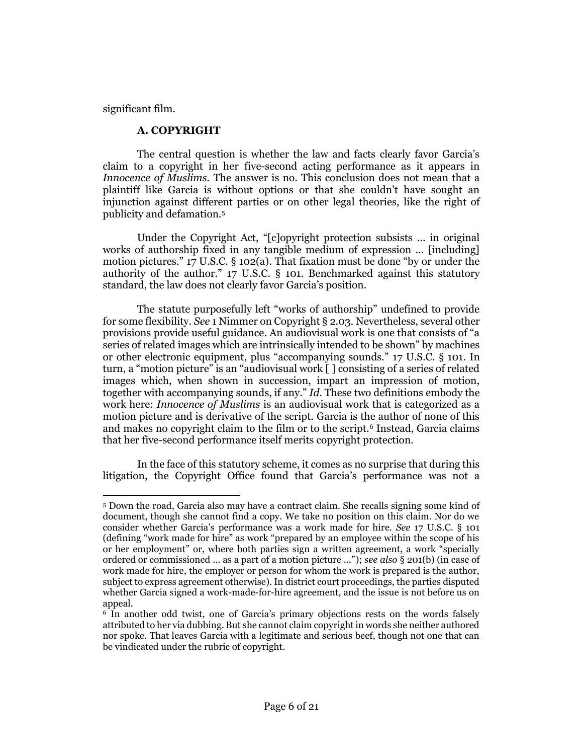significant film.

### A. COPYRIGHT

The central question is whether the law and facts clearly favor Garcia's claim to a copyright in her five-second acting performance as it appears in *Innocence of Muslims*. The answer is no. This conclusion does not mean that a plaintiff like Garcia is without options or that she couldn't have sought an injunction against different parties or on other legal theories, like the right of publicity and defamation.[5]

Under the Copyright Act, "[c]opyright protection subsists … in original works of authorship fixed in any tangible medium of expression … [including] motion pictures." 17 U.S.C. § 102(a). That fixation must be done "by or under the authority of the author." 17 U.S.C. § 101. Benchmarked against this statutory standard, the law does not clearly favor Garcia's position.

The statute purposefully left "works of authorship" undefined to provide for some flexibility. *See* 1 Nimmer on Copyright § 2.03. Nevertheless, several other provisions provide useful guidance. An audiovisual work is one that consists of "a series of related images which are intrinsically intended to be shown" by machines or other electronic equipment, plus "accompanying sounds." 17 U.S.C. § 101. In turn, a "motion picture" is an "audiovisual work [ ] consisting of a series of related images which, when shown in succession, impart an impression of motion, together with accompanying sounds, if any." *Id*. These two definitions embody the work here: *Innocence of Muslims* is an audiovisual work that is categorized as a motion picture and is derivative of the script. Garcia is the author of none of this and makes no copyright claim to the film or to the script.[6] Instead, Garcia claims that her five-second performance itself merits copyright protection.

In the face of this statutory scheme, it comes as no surprise that during this litigation, the Copyright Office found that Garcia's performance was not a

---

[5] Down the road, Garcia also may have a contract claim. She recalls signing some kind of document, though she cannot find a copy. We take no position on this claim. Nor do we consider whether Garcia's performance was a work made for hire. *See* 17 U.S.C. § 101 (defining "work made for hire" as work "prepared by an employee within the scope of his or her employment" or, where both parties sign a written agreement, a work "specially ordered or commissioned … as a part of a motion picture …"); *see also* § 201(b) (in case of work made for hire, the employer or person for whom the work is prepared is the author, subject to express agreement otherwise). In district court proceedings, the parties disputed whether Garcia signed a work-made-for-hire agreement, and the issue is not before us on appeal.

[6] In another odd twist, one of Garcia's primary objections rests on the words falsely attributed to her via dubbing. But she cannot claim copyright in words she neither authored nor spoke. That leaves Garcia with a legitimate and serious beef, though not one that can be vindicated under the rubric of copyright.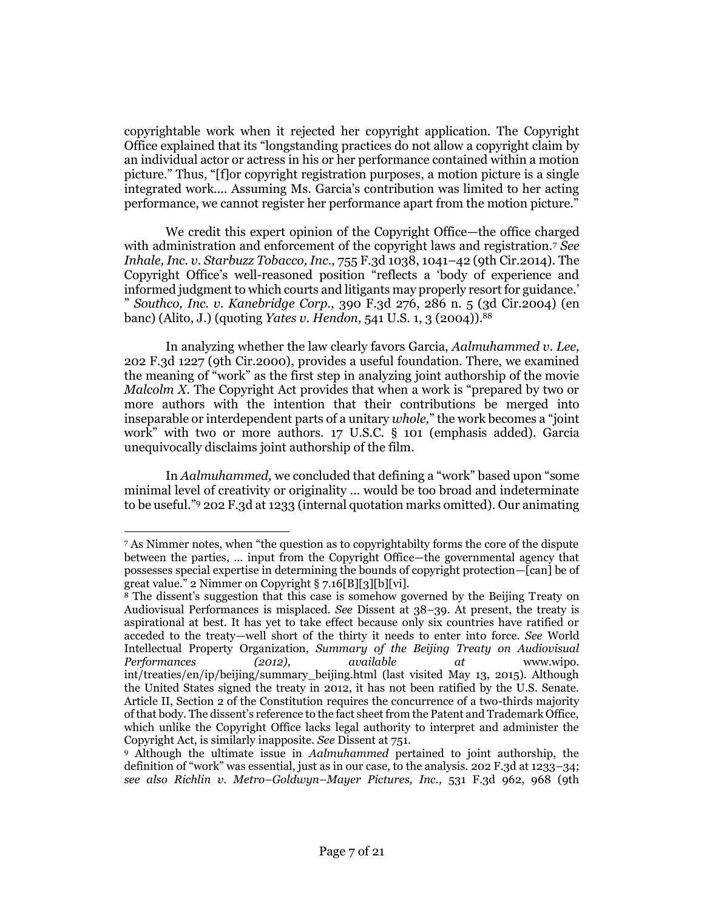copyrightable work when it rejected her copyright application. The Copyright Office explained that its "longstanding practices do not allow a copyright claim by an individual actor or actress in his or her performance contained within a motion picture." Thus, "[f]or copyright registration purposes, a motion picture is a single integrated work.... Assuming Ms. Garcia's contribution was limited to her acting performance, we cannot register her performance apart from the motion picture."

We credit this expert opinion of the Copyright Office—the office charged with administration and enforcement of the copyright laws and registration.[7] *See Inhale, Inc. v. Starbuzz Tobacco, Inc.,* 755 F.3d 1038, 1041–42 (9th Cir.2014). The Copyright Office's well-reasoned position "reflects a 'body of experience and informed judgment to which courts and litigants may properly resort for guidance.' " *Southco, Inc. v. Kanebridge Corp.,* 390 F.3d 276, 286 n. 5 (3d Cir.2004) (en banc) (Alito, J.) (quoting *Yates v. Hendon,* 541 U.S. 1, 3 (2004)).[8]

In analyzing whether the law clearly favors Garcia, *Aalmuhammed v. Lee,* 202 F.3d 1227 (9th Cir.2000), provides a useful foundation. There, we examined the meaning of "work" as the first step in analyzing joint authorship of the movie *Malcolm X.* The Copyright Act provides that when a work is "prepared by two or more authors with the intention that their contributions be merged into inseparable or interdependent parts of a unitary *whole,*" the work becomes a "joint work" with two or more authors. 17 U.S.C. § 101 (emphasis added). Garcia unequivocally disclaims joint authorship of the film.

In *Aalmuhammed,* we concluded that defining a "work" based upon "some minimal level of creativity or originality ... would be too broad and indeterminate to be useful."[9] 202 F.3d at 1233 (internal quotation marks omitted). Our animating

---

[7] As Nimmer notes, when "the question as to copyrightabilty forms the core of the dispute between the parties, ... input from the Copyright Office—the governmental agency that possesses special expertise in determining the bounds of copyright protection—[can] be of great value." 2 Nimmer on Copyright § 7.16[B][3][b][vi].

[8] The dissent's suggestion that this case is somehow governed by the Beijing Treaty on Audiovisual Performances is misplaced. *See* Dissent at 38–39. At present, the treaty is aspirational at best. It has yet to take effect because only six countries have ratified or acceded to the treaty—well short of the thirty it needs to enter into force. *See* World Intellectual Property Organization, *Summary of the Beijing Treaty on Audiovisual Performances (2012), available at* www.wipo.int/treaties/en/ip/beijing/summary_beijing.html (last visited May 13, 2015). Although the United States signed the treaty in 2012, it has not been ratified by the U.S. Senate. Article II, Section 2 of the Constitution requires the concurrence of a two-thirds majority of that body. The dissent's reference to the fact sheet from the Patent and Trademark Office, which unlike the Copyright Office lacks legal authority to interpret and administer the Copyright Act, is similarly inapposite. *See* Dissent at 751.

[9] Although the ultimate issue in *Aalmuhammed* pertained to joint authorship, the definition of "work" was essential, just as in our case, to the analysis. 202 F.3d at 1233–34; *see also Richlin v. Metro–Goldwyn–Mayer Pictures, Inc.,* 531 F.3d 962, 968 (9th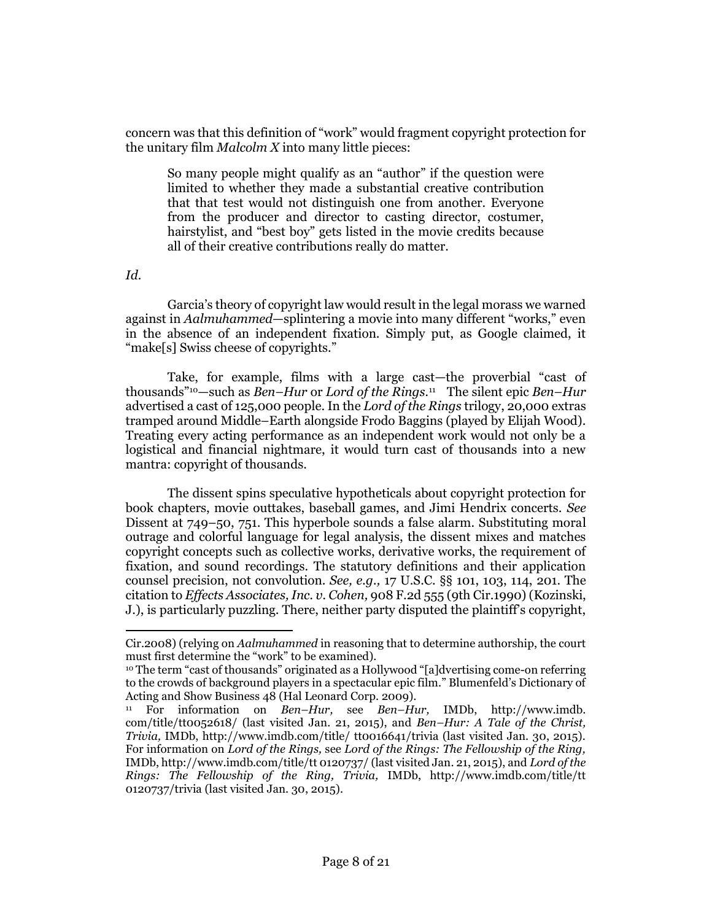concern was that this definition of "work" would fragment copyright protection for the unitary film *Malcolm X* into many little pieces:

> So many people might qualify as an "author" if the question were limited to whether they made a substantial creative contribution that that test would not distinguish one from another. Everyone from the producer and director to casting director, costumer, hairstylist, and "best boy" gets listed in the movie credits because all of their creative contributions really do matter.

*Id.*

Garcia's theory of copyright law would result in the legal morass we warned against in *Aalmuhammed*—splintering a movie into many different "works," even in the absence of an independent fixation. Simply put, as Google claimed, it "make[s] Swiss cheese of copyrights."

Take, for example, films with a large cast—the proverbial "cast of thousands"[10]—such as *Ben–Hur* or *Lord of the Rings*.[11] The silent epic *Ben–Hur* advertised a cast of 125,000 people. In the *Lord of the Rings* trilogy, 20,000 extras tramped around Middle–Earth alongside Frodo Baggins (played by Elijah Wood). Treating every acting performance as an independent work would not only be a logistical and financial nightmare, it would turn cast of thousands into a new mantra: copyright of thousands.

The dissent spins speculative hypotheticals about copyright protection for book chapters, movie outtakes, baseball games, and Jimi Hendrix concerts. *See* Dissent at 749–50, 751. This hyperbole sounds a false alarm. Substituting moral outrage and colorful language for legal analysis, the dissent mixes and matches copyright concepts such as collective works, derivative works, the requirement of fixation, and sound recordings. The statutory definitions and their application counsel precision, not convolution. *See, e.g.,* 17 U.S.C. §§ 101, 103, 114, 201. The citation to *Effects Associates, Inc. v. Cohen,* 908 F.2d 555 (9th Cir.1990) (Kozinski, J.), is particularly puzzling. There, neither party disputed the plaintiff's copyright,

---

Cir.2008) (relying on *Aalmuhammed* in reasoning that to determine authorship, the court must first determine the "work" to be examined).

[10] The term "cast of thousands" originated as a Hollywood "[a]dvertising come-on referring to the crowds of background players in a spectacular epic film." Blumenfeld's Dictionary of Acting and Show Business 48 (Hal Leonard Corp. 2009).

[11] For information on *Ben–Hur,* see *Ben–Hur,* IMDb, http://www.imdb.com/title/tt0052618/ (last visited Jan. 21, 2015), and *Ben–Hur: A Tale of the Christ, Trivia,* IMDb, http://www.imdb.com/title/ tt0016641/trivia (last visited Jan. 30, 2015). For information on *Lord of the Rings,* see *Lord of the Rings: The Fellowship of the Ring,* IMDb, http://www.imdb.com/title/tt 0120737/ (last visited Jan. 21, 2015), and *Lord of the Rings: The Fellowship of the Ring, Trivia,* IMDb, http://www.imdb.com/title/tt 0120737/trivia (last visited Jan. 30, 2015).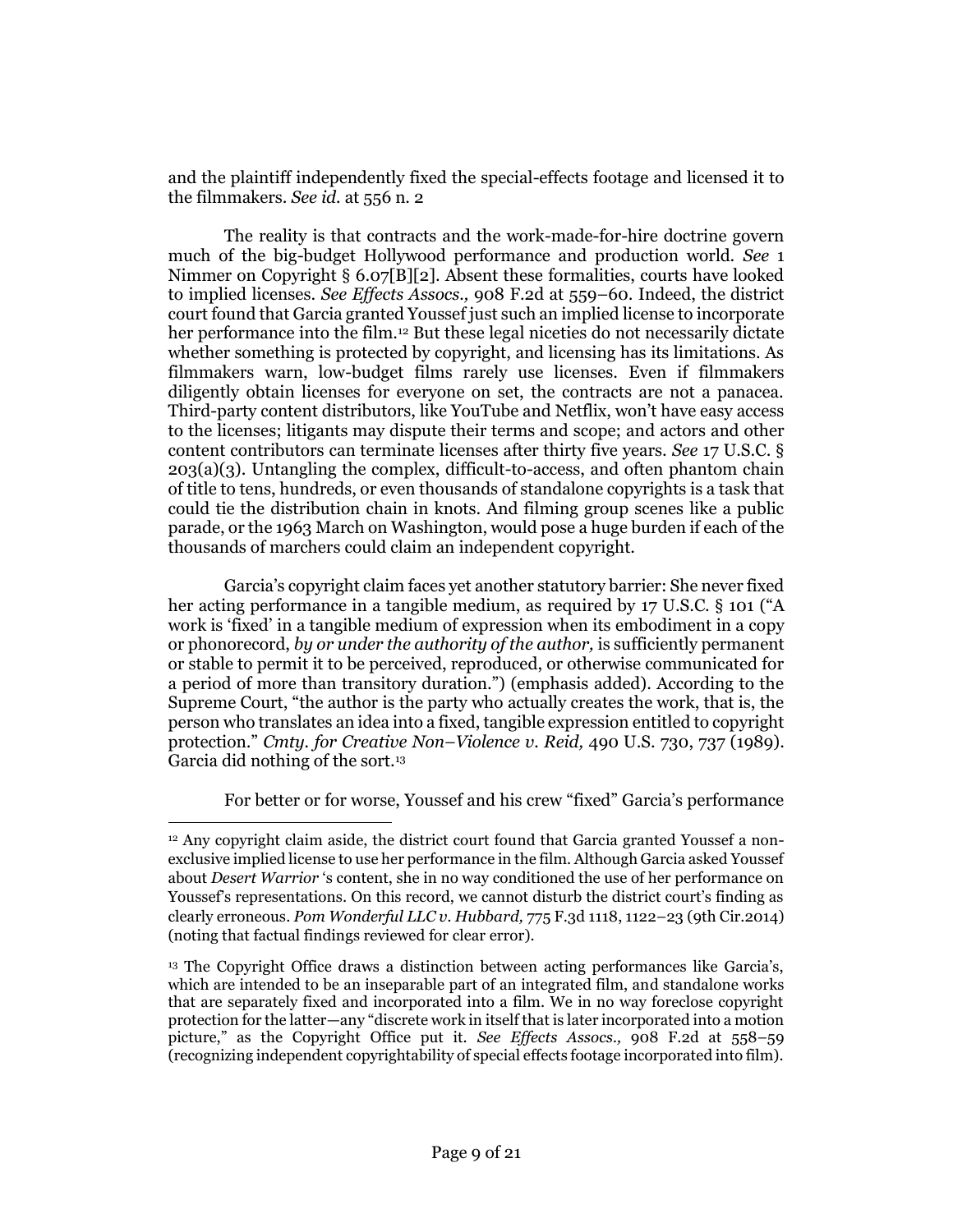and the plaintiff independently fixed the special-effects footage and licensed it to the filmmakers. *See id.* at 556 n. 2

The reality is that contracts and the work-made-for-hire doctrine govern much of the big-budget Hollywood performance and production world. *See* 1 Nimmer on Copyright § 6.07[B][2]. Absent these formalities, courts have looked to implied licenses. *See Effects Assocs.,* 908 F.2d at 559–60. Indeed, the district court found that Garcia granted Youssef just such an implied license to incorporate her performance into the film.[12] But these legal niceties do not necessarily dictate whether something is protected by copyright, and licensing has its limitations. As filmmakers warn, low-budget films rarely use licenses. Even if filmmakers diligently obtain licenses for everyone on set, the contracts are not a panacea. Third-party content distributors, like YouTube and Netflix, won't have easy access to the licenses; litigants may dispute their terms and scope; and actors and other content contributors can terminate licenses after thirty five years. *See* 17 U.S.C. § 203(a)(3). Untangling the complex, difficult-to-access, and often phantom chain of title to tens, hundreds, or even thousands of standalone copyrights is a task that could tie the distribution chain in knots. And filming group scenes like a public parade, or the 1963 March on Washington, would pose a huge burden if each of the thousands of marchers could claim an independent copyright.

Garcia's copyright claim faces yet another statutory barrier: She never fixed her acting performance in a tangible medium, as required by 17 U.S.C. § 101 ("A work is 'fixed' in a tangible medium of expression when its embodiment in a copy or phonorecord, *by or under the authority of the author,* is sufficiently permanent or stable to permit it to be perceived, reproduced, or otherwise communicated for a period of more than transitory duration.") (emphasis added). According to the Supreme Court, "the author is the party who actually creates the work, that is, the person who translates an idea into a fixed, tangible expression entitled to copyright protection." *Cmty. for Creative Non–Violence v. Reid,* 490 U.S. 730, 737 (1989). Garcia did nothing of the sort.[13]

For better or for worse, Youssef and his crew "fixed" Garcia's performance

---

[12] Any copyright claim aside, the district court found that Garcia granted Youssef a non-exclusive implied license to use her performance in the film. Although Garcia asked Youssef about *Desert Warrior* 's content, she in no way conditioned the use of her performance on Youssef's representations. On this record, we cannot disturb the district court's finding as clearly erroneous. *Pom Wonderful LLC v. Hubbard,* 775 F.3d 1118, 1122–23 (9th Cir.2014) (noting that factual findings reviewed for clear error).

[13] The Copyright Office draws a distinction between acting performances like Garcia's, which are intended to be an inseparable part of an integrated film, and standalone works that are separately fixed and incorporated into a film. We in no way foreclose copyright protection for the latter—any "discrete work in itself that is later incorporated into a motion picture," as the Copyright Office put it. *See Effects Assocs.,* 908 F.2d at 558–59 (recognizing independent copyrightability of special effects footage incorporated into film).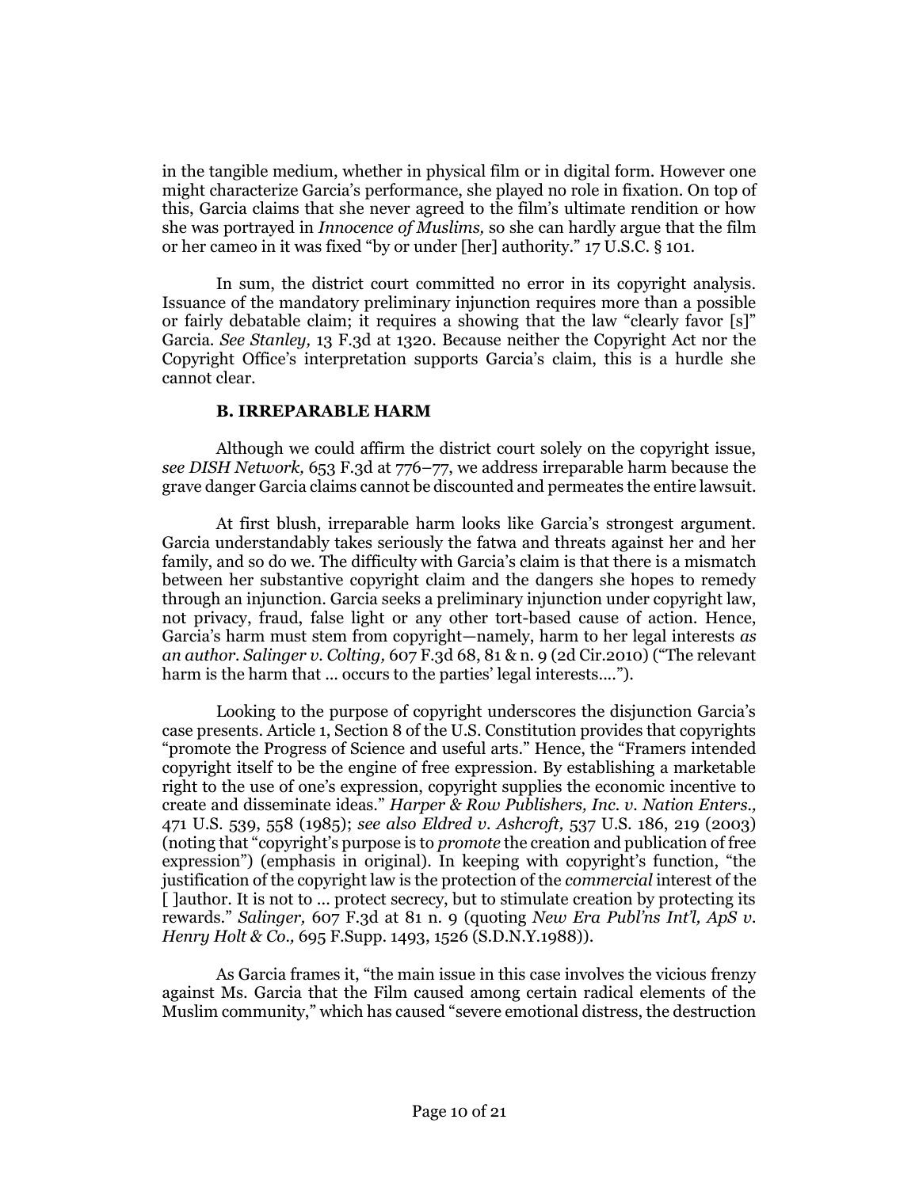in the tangible medium, whether in physical film or in digital form. However one might characterize Garcia's performance, she played no role in fixation. On top of this, Garcia claims that she never agreed to the film's ultimate rendition or how she was portrayed in *Innocence of Muslims,* so she can hardly argue that the film or her cameo in it was fixed "by or under [her] authority." 17 U.S.C. § 101.

In sum, the district court committed no error in its copyright analysis. Issuance of the mandatory preliminary injunction requires more than a possible or fairly debatable claim; it requires a showing that the law "clearly favor [s]" Garcia. *See Stanley,* 13 F.3d at 1320. Because neither the Copyright Act nor the Copyright Office's interpretation supports Garcia's claim, this is a hurdle she cannot clear.

### B. IRREPARABLE HARM

Although we could affirm the district court solely on the copyright issue, *see DISH Network,* 653 F.3d at 776–77, we address irreparable harm because the grave danger Garcia claims cannot be discounted and permeates the entire lawsuit.

At first blush, irreparable harm looks like Garcia's strongest argument. Garcia understandably takes seriously the fatwa and threats against her and her family, and so do we. The difficulty with Garcia's claim is that there is a mismatch between her substantive copyright claim and the dangers she hopes to remedy through an injunction. Garcia seeks a preliminary injunction under copyright law, not privacy, fraud, false light or any other tort-based cause of action. Hence, Garcia's harm must stem from copyright—namely, harm to her legal interests *as an author*. *Salinger v. Colting,* 607 F.3d 68, 81 & n. 9 (2d Cir.2010) ("The relevant harm is the harm that ... occurs to the parties' legal interests....").

Looking to the purpose of copyright underscores the disjunction Garcia's case presents. Article 1, Section 8 of the U.S. Constitution provides that copyrights "promote the Progress of Science and useful arts." Hence, the "Framers intended copyright itself to be the engine of free expression. By establishing a marketable right to the use of one's expression, copyright supplies the economic incentive to create and disseminate ideas." *Harper & Row Publishers, Inc. v. Nation Enters.,* 471 U.S. 539, 558 (1985); *see also Eldred v. Ashcroft,* 537 U.S. 186, 219 (2003) (noting that "copyright's purpose is to *promote* the creation and publication of free expression") (emphasis in original). In keeping with copyright's function, "the justification of the copyright law is the protection of the *commercial* interest of the [ ]author. It is not to ... protect secrecy, but to stimulate creation by protecting its rewards." *Salinger,* 607 F.3d at 81 n. 9 (quoting *New Era Publ'ns Int'l, ApS v. Henry Holt & Co.,* 695 F.Supp. 1493, 1526 (S.D.N.Y.1988)).

As Garcia frames it, "the main issue in this case involves the vicious frenzy against Ms. Garcia that the Film caused among certain radical elements of the Muslim community," which has caused "severe emotional distress, the destruction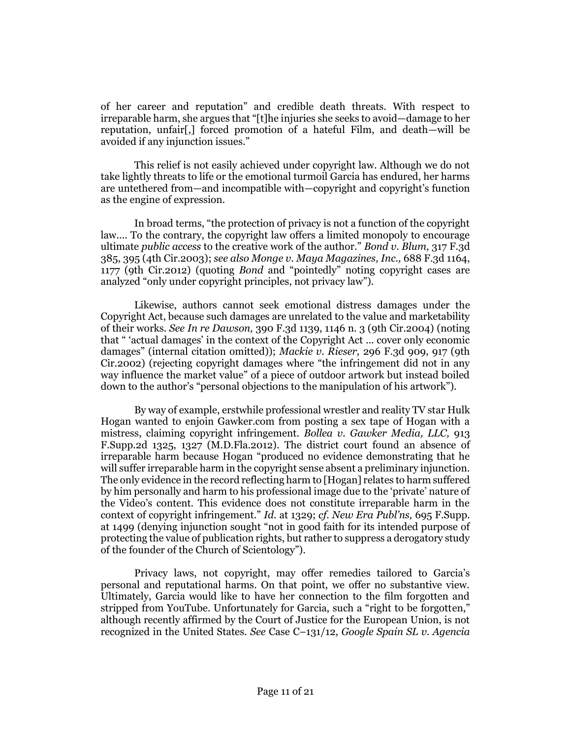of her career and reputation" and credible death threats. With respect to irreparable harm, she argues that "[t]he injuries she seeks to avoid—damage to her reputation, unfair[,] forced promotion of a hateful Film, and death—will be avoided if any injunction issues."

This relief is not easily achieved under copyright law. Although we do not take lightly threats to life or the emotional turmoil Garcia has endured, her harms are untethered from—and incompatible with—copyright and copyright's function as the engine of expression.

In broad terms, "the protection of privacy is not a function of the copyright law.... To the contrary, the copyright law offers a limited monopoly to encourage ultimate *public access* to the creative work of the author." *Bond v. Blum,* 317 F.3d 385, 395 (4th Cir.2003); *see also Monge v. Maya Magazines, Inc.,* 688 F.3d 1164, 1177 (9th Cir.2012) (quoting *Bond* and "pointedly" noting copyright cases are analyzed "only under copyright principles, not privacy law").

Likewise, authors cannot seek emotional distress damages under the Copyright Act, because such damages are unrelated to the value and marketability of their works. *See In re Dawson,* 390 F.3d 1139, 1146 n. 3 (9th Cir.2004) (noting that " 'actual damages' in the context of the Copyright Act ... cover only economic damages" (internal citation omitted)); *Mackie v. Rieser,* 296 F.3d 909, 917 (9th Cir.2002) (rejecting copyright damages where "the infringement did not in any way influence the market value" of a piece of outdoor artwork but instead boiled down to the author's "personal objections to the manipulation of his artwork").

By way of example, erstwhile professional wrestler and reality TV star Hulk Hogan wanted to enjoin Gawker.com from posting a sex tape of Hogan with a mistress, claiming copyright infringement. *Bollea v. Gawker Media, LLC,* 913 F.Supp.2d 1325, 1327 (M.D.Fla.2012). The district court found an absence of irreparable harm because Hogan "produced no evidence demonstrating that he will suffer irreparable harm in the copyright sense absent a preliminary injunction. The only evidence in the record reflecting harm to [Hogan] relates to harm suffered by him personally and harm to his professional image due to the 'private' nature of the Video's content. This evidence does not constitute irreparable harm in the context of copyright infringement." *Id.* at 1329; *cf. New Era Publ'ns,* 695 F.Supp. at 1499 (denying injunction sought "not in good faith for its intended purpose of protecting the value of publication rights, but rather to suppress a derogatory study of the founder of the Church of Scientology").

Privacy laws, not copyright, may offer remedies tailored to Garcia's personal and reputational harms. On that point, we offer no substantive view. Ultimately, Garcia would like to have her connection to the film forgotten and stripped from YouTube. Unfortunately for Garcia, such a "right to be forgotten," although recently affirmed by the Court of Justice for the European Union, is not recognized in the United States. *See* Case C–131/12, *Google Spain SL v. Agencia*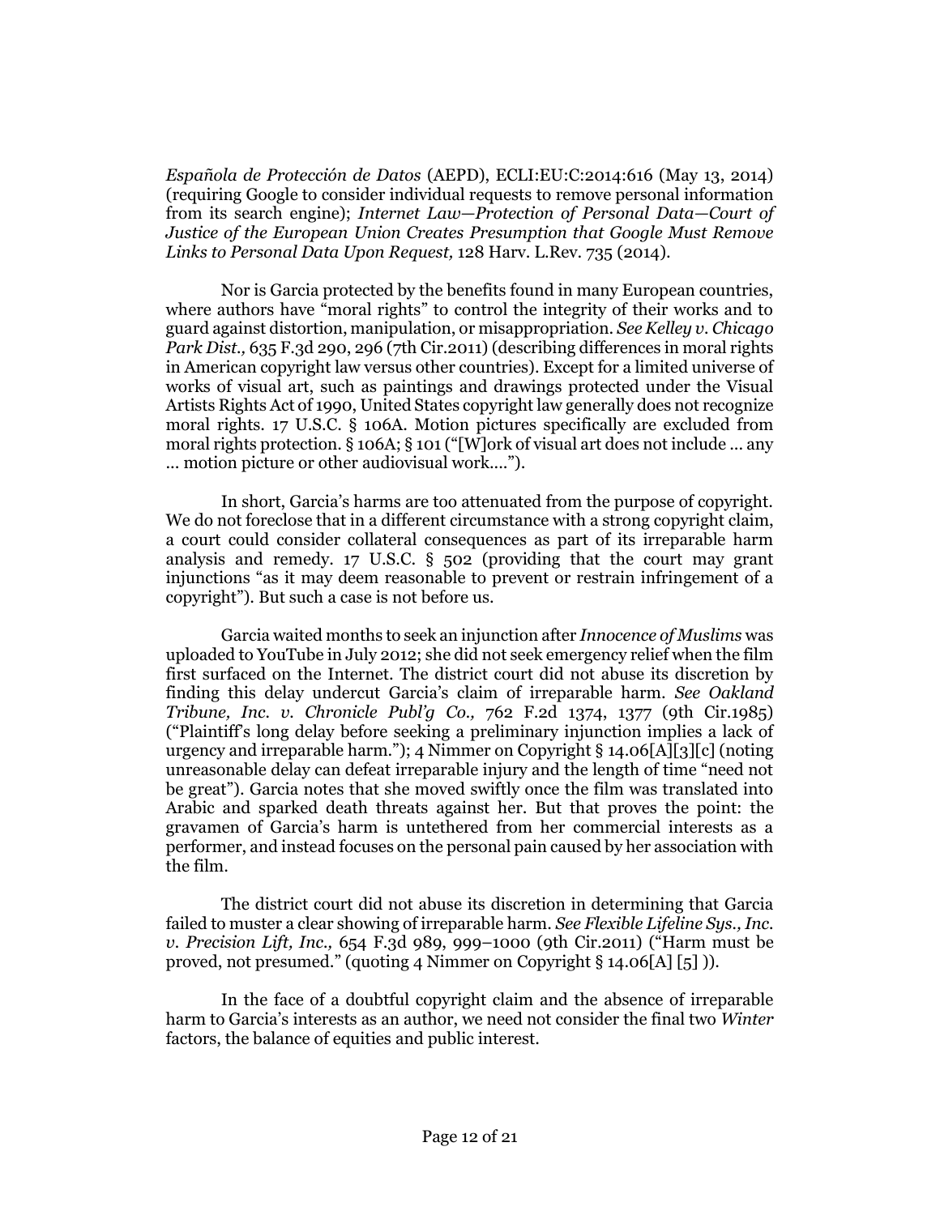*Española de Protección de Datos* (AEPD), ECLI:EU:C:2014:616 (May 13, 2014) (requiring Google to consider individual requests to remove personal information from its search engine); *Internet Law—Protection of Personal Data—Court of Justice of the European Union Creates Presumption that Google Must Remove Links to Personal Data Upon Request,* 128 Harv. L.Rev. 735 (2014).

Nor is Garcia protected by the benefits found in many European countries, where authors have "moral rights" to control the integrity of their works and to guard against distortion, manipulation, or misappropriation. *See Kelley v. Chicago Park Dist.,* 635 F.3d 290, 296 (7th Cir.2011) (describing differences in moral rights in American copyright law versus other countries). Except for a limited universe of works of visual art, such as paintings and drawings protected under the Visual Artists Rights Act of 1990, United States copyright law generally does not recognize moral rights. 17 U.S.C. § 106A. Motion pictures specifically are excluded from moral rights protection. § 106A; § 101 ("[W]ork of visual art does not include ... any ... motion picture or other audiovisual work....").

In short, Garcia's harms are too attenuated from the purpose of copyright. We do not foreclose that in a different circumstance with a strong copyright claim, a court could consider collateral consequences as part of its irreparable harm analysis and remedy. 17 U.S.C. § 502 (providing that the court may grant injunctions "as it may deem reasonable to prevent or restrain infringement of a copyright"). But such a case is not before us.

Garcia waited months to seek an injunction after *Innocence of Muslims* was uploaded to YouTube in July 2012; she did not seek emergency relief when the film first surfaced on the Internet. The district court did not abuse its discretion by finding this delay undercut Garcia's claim of irreparable harm. *See Oakland Tribune, Inc. v. Chronicle Publ'g Co.,* 762 F.2d 1374, 1377 (9th Cir.1985) ("Plaintiff's long delay before seeking a preliminary injunction implies a lack of urgency and irreparable harm."); 4 Nimmer on Copyright § 14.06[A][3][c] (noting unreasonable delay can defeat irreparable injury and the length of time "need not be great"). Garcia notes that she moved swiftly once the film was translated into Arabic and sparked death threats against her. But that proves the point: the gravamen of Garcia's harm is untethered from her commercial interests as a performer, and instead focuses on the personal pain caused by her association with the film.

The district court did not abuse its discretion in determining that Garcia failed to muster a clear showing of irreparable harm. *See Flexible Lifeline Sys., Inc. v. Precision Lift, Inc.,* 654 F.3d 989, 999–1000 (9th Cir.2011) ("Harm must be proved, not presumed." (quoting 4 Nimmer on Copyright § 14.06[A] [5] )).

In the face of a doubtful copyright claim and the absence of irreparable harm to Garcia's interests as an author, we need not consider the final two *Winter* factors, the balance of equities and public interest.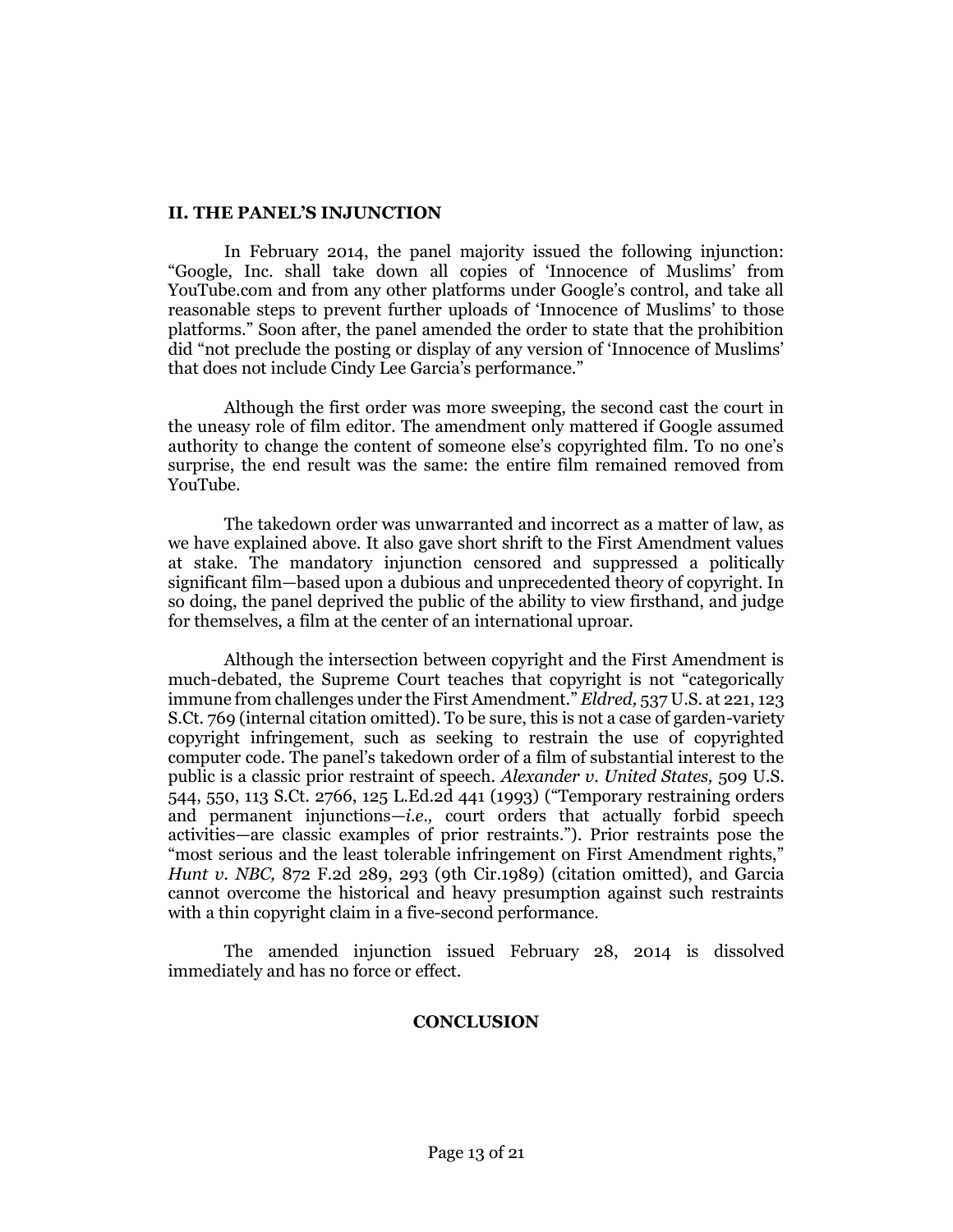## II. THE PANEL'S INJUNCTION

In February 2014, the panel majority issued the following injunction: "Google, Inc. shall take down all copies of 'Innocence of Muslims' from YouTube.com and from any other platforms under Google's control, and take all reasonable steps to prevent further uploads of 'Innocence of Muslims' to those platforms." Soon after, the panel amended the order to state that the prohibition did "not preclude the posting or display of any version of 'Innocence of Muslims' that does not include Cindy Lee Garcia's performance."

Although the first order was more sweeping, the second cast the court in the uneasy role of film editor. The amendment only mattered if Google assumed authority to change the content of someone else's copyrighted film. To no one's surprise, the end result was the same: the entire film remained removed from YouTube.

The takedown order was unwarranted and incorrect as a matter of law, as we have explained above. It also gave short shrift to the First Amendment values at stake. The mandatory injunction censored and suppressed a politically significant film—based upon a dubious and unprecedented theory of copyright. In so doing, the panel deprived the public of the ability to view firsthand, and judge for themselves, a film at the center of an international uproar.

Although the intersection between copyright and the First Amendment is much-debated, the Supreme Court teaches that copyright is not "categorically immune from challenges under the First Amendment." *Eldred,* 537 U.S. at 221, 123 S.Ct. 769 (internal citation omitted). To be sure, this is not a case of garden-variety copyright infringement, such as seeking to restrain the use of copyrighted computer code. The panel's takedown order of a film of substantial interest to the public is a classic prior restraint of speech. *Alexander v. United States,* 509 U.S. 544, 550, 113 S.Ct. 2766, 125 L.Ed.2d 441 (1993) ("Temporary restraining orders and permanent injunctions—*i.e.,* court orders that actually forbid speech activities—are classic examples of prior restraints."). Prior restraints pose the "most serious and the least tolerable infringement on First Amendment rights," *Hunt v. NBC,* 872 F.2d 289, 293 (9th Cir.1989) (citation omitted), and Garcia cannot overcome the historical and heavy presumption against such restraints with a thin copyright claim in a five-second performance.

The amended injunction issued February 28, 2014 is dissolved immediately and has no force or effect.

## CONCLUSION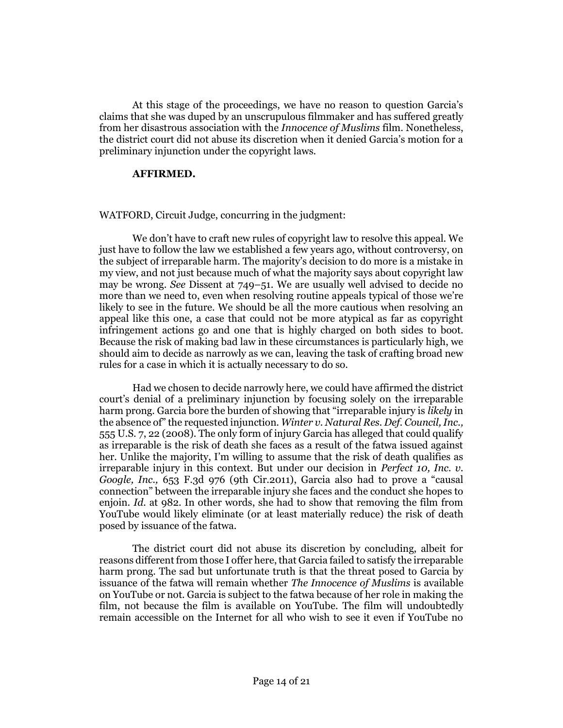At this stage of the proceedings, we have no reason to question Garcia's claims that she was duped by an unscrupulous filmmaker and has suffered greatly from her disastrous association with the *Innocence of Muslims* film. Nonetheless, the district court did not abuse its discretion when it denied Garcia's motion for a preliminary injunction under the copyright laws.

**AFFIRMED.**

WATFORD, Circuit Judge, concurring in the judgment:

We don't have to craft new rules of copyright law to resolve this appeal. We just have to follow the law we established a few years ago, without controversy, on the subject of irreparable harm. The majority's decision to do more is a mistake in my view, and not just because much of what the majority says about copyright law may be wrong. *See* Dissent at 749–51. We are usually well advised to decide no more than we need to, even when resolving routine appeals typical of those we're likely to see in the future. We should be all the more cautious when resolving an appeal like this one, a case that could not be more atypical as far as copyright infringement actions go and one that is highly charged on both sides to boot. Because the risk of making bad law in these circumstances is particularly high, we should aim to decide as narrowly as we can, leaving the task of crafting broad new rules for a case in which it is actually necessary to do so.

Had we chosen to decide narrowly here, we could have affirmed the district court's denial of a preliminary injunction by focusing solely on the irreparable harm prong. Garcia bore the burden of showing that "irreparable injury is *likely* in the absence of" the requested injunction. *Winter v. Natural Res. Def. Council, Inc.,* 555 U.S. 7, 22 (2008). The only form of injury Garcia has alleged that could qualify as irreparable is the risk of death she faces as a result of the fatwa issued against her. Unlike the majority, I'm willing to assume that the risk of death qualifies as irreparable injury in this context. But under our decision in *Perfect 10, Inc. v. Google, Inc.,* 653 F.3d 976 (9th Cir.2011), Garcia also had to prove a "causal connection" between the irreparable injury she faces and the conduct she hopes to enjoin. *Id.* at 982. In other words, she had to show that removing the film from YouTube would likely eliminate (or at least materially reduce) the risk of death posed by issuance of the fatwa.

The district court did not abuse its discretion by concluding, albeit for reasons different from those I offer here, that Garcia failed to satisfy the irreparable harm prong. The sad but unfortunate truth is that the threat posed to Garcia by issuance of the fatwa will remain whether *The Innocence of Muslims* is available on YouTube or not. Garcia is subject to the fatwa because of her role in making the film, not because the film is available on YouTube. The film will undoubtedly remain accessible on the Internet for all who wish to see it even if YouTube no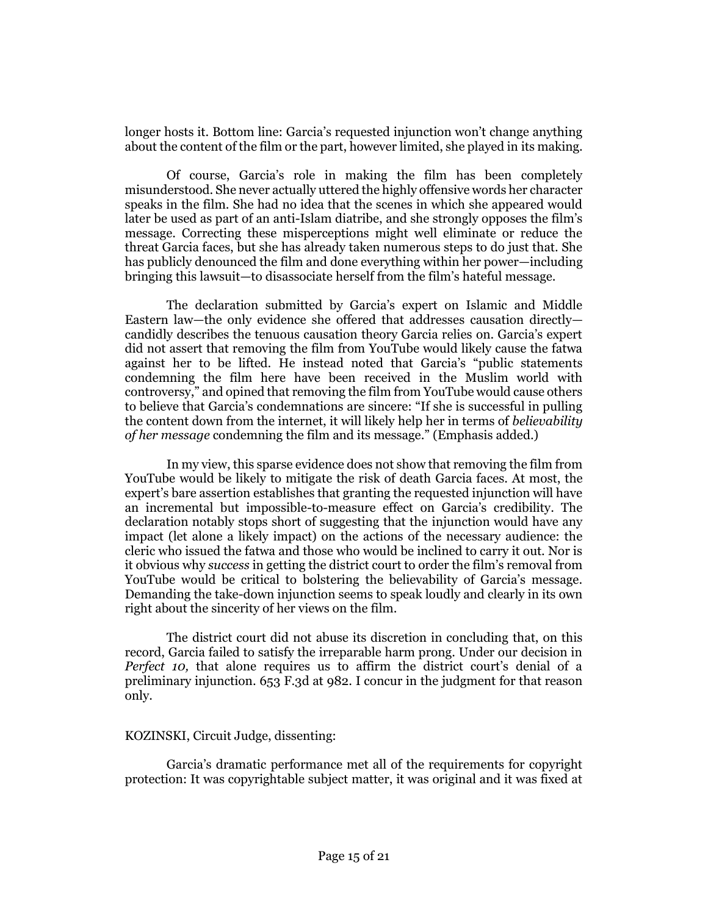longer hosts it. Bottom line: Garcia's requested injunction won't change anything about the content of the film or the part, however limited, she played in its making.

Of course, Garcia's role in making the film has been completely misunderstood. She never actually uttered the highly offensive words her character speaks in the film. She had no idea that the scenes in which she appeared would later be used as part of an anti-Islam diatribe, and she strongly opposes the film's message. Correcting these misperceptions might well eliminate or reduce the threat Garcia faces, but she has already taken numerous steps to do just that. She has publicly denounced the film and done everything within her power—including bringing this lawsuit—to disassociate herself from the film's hateful message.

The declaration submitted by Garcia's expert on Islamic and Middle Eastern law—the only evidence she offered that addresses causation directly—candidly describes the tenuous causation theory Garcia relies on. Garcia's expert did not assert that removing the film from YouTube would likely cause the fatwa against her to be lifted. He instead noted that Garcia's "public statements condemning the film here have been received in the Muslim world with controversy," and opined that removing the film from YouTube would cause others to believe that Garcia's condemnations are sincere: "If she is successful in pulling the content down from the internet, it will likely help her in terms of *believability of her message* condemning the film and its message." (Emphasis added.)

In my view, this sparse evidence does not show that removing the film from YouTube would be likely to mitigate the risk of death Garcia faces. At most, the expert's bare assertion establishes that granting the requested injunction will have an incremental but impossible-to-measure effect on Garcia's credibility. The declaration notably stops short of suggesting that the injunction would have any impact (let alone a likely impact) on the actions of the necessary audience: the cleric who issued the fatwa and those who would be inclined to carry it out. Nor is it obvious why *success* in getting the district court to order the film's removal from YouTube would be critical to bolstering the believability of Garcia's message. Demanding the take-down injunction seems to speak loudly and clearly in its own right about the sincerity of her views on the film.

The district court did not abuse its discretion in concluding that, on this record, Garcia failed to satisfy the irreparable harm prong. Under our decision in *Perfect 10,* that alone requires us to affirm the district court's denial of a preliminary injunction. 653 F.3d at 982. I concur in the judgment for that reason only.

KOZINSKI, Circuit Judge, dissenting:

Garcia's dramatic performance met all of the requirements for copyright protection: It was copyrightable subject matter, it was original and it was fixed at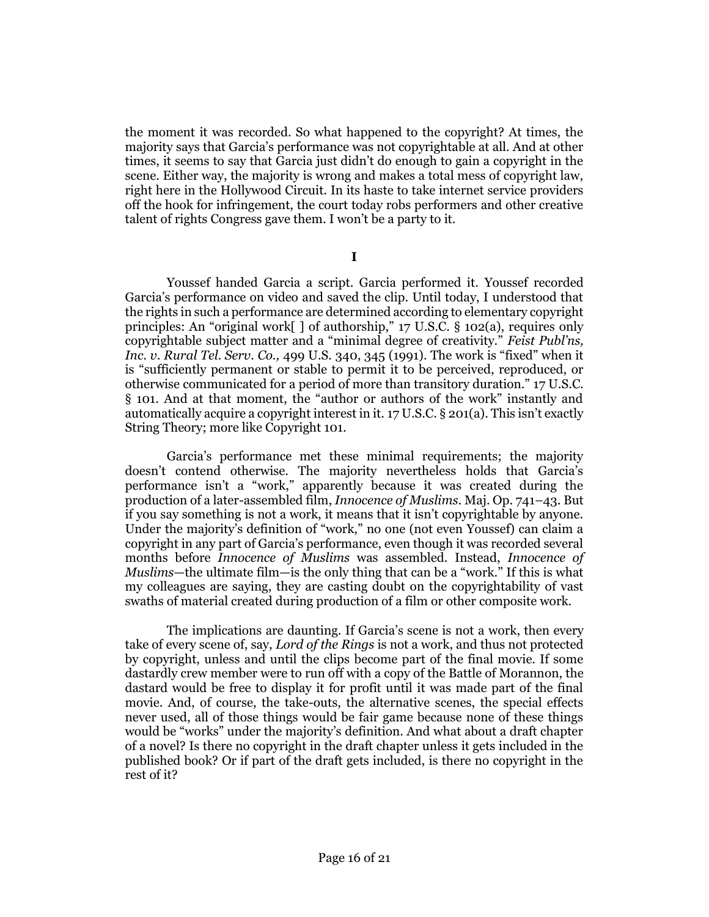the moment it was recorded. So what happened to the copyright? At times, the majority says that Garcia's performance was not copyrightable at all. And at other times, it seems to say that Garcia just didn't do enough to gain a copyright in the scene. Either way, the majority is wrong and makes a total mess of copyright law, right here in the Hollywood Circuit. In its haste to take internet service providers off the hook for infringement, the court today robs performers and other creative talent of rights Congress gave them. I won't be a party to it.

**I**

Youssef handed Garcia a script. Garcia performed it. Youssef recorded Garcia's performance on video and saved the clip. Until today, I understood that the rights in such a performance are determined according to elementary copyright principles: An "original work[ ] of authorship," 17 U.S.C. § 102(a), requires only copyrightable subject matter and a "minimal degree of creativity." *Feist Publ'ns, Inc. v. Rural Tel. Serv. Co.,* 499 U.S. 340, 345 (1991). The work is "fixed" when it is "sufficiently permanent or stable to permit it to be perceived, reproduced, or otherwise communicated for a period of more than transitory duration." 17 U.S.C. § 101. And at that moment, the "author or authors of the work" instantly and automatically acquire a copyright interest in it. 17 U.S.C. § 201(a). This isn't exactly String Theory; more like Copyright 101.

Garcia's performance met these minimal requirements; the majority doesn't contend otherwise. The majority nevertheless holds that Garcia's performance isn't a "work," apparently because it was created during the production of a later-assembled film, *Innocence of Muslims*. Maj. Op. 741–43. But if you say something is not a work, it means that it isn't copyrightable by anyone. Under the majority's definition of "work," no one (not even Youssef) can claim a copyright in any part of Garcia's performance, even though it was recorded several months before *Innocence of Muslims* was assembled. Instead, *Innocence of Muslims*—the ultimate film—is the only thing that can be a "work." If this is what my colleagues are saying, they are casting doubt on the copyrightability of vast swaths of material created during production of a film or other composite work.

The implications are daunting. If Garcia's scene is not a work, then every take of every scene of, say, *Lord of the Rings* is not a work, and thus not protected by copyright, unless and until the clips become part of the final movie. If some dastardly crew member were to run off with a copy of the Battle of Morannon, the dastard would be free to display it for profit until it was made part of the final movie. And, of course, the take-outs, the alternative scenes, the special effects never used, all of those things would be fair game because none of these things would be "works" under the majority's definition. And what about a draft chapter of a novel? Is there no copyright in the draft chapter unless it gets included in the published book? Or if part of the draft gets included, is there no copyright in the rest of it?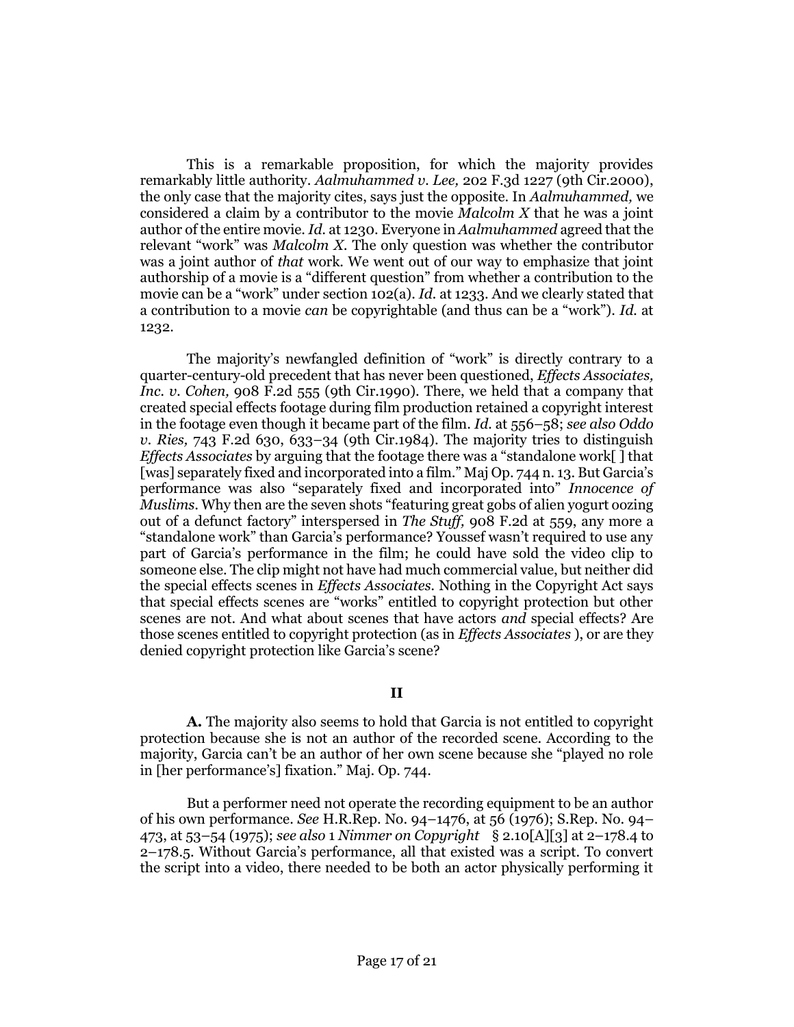This is a remarkable proposition, for which the majority provides remarkably little authority. *Aalmuhammed v. Lee,* 202 F.3d 1227 (9th Cir.2000), the only case that the majority cites, says just the opposite. In *Aalmuhammed,* we considered a claim by a contributor to the movie *Malcolm X* that he was a joint author of the entire movie. *Id.* at 1230. Everyone in *Aalmuhammed* agreed that the relevant "work" was *Malcolm X.* The only question was whether the contributor was a joint author of *that* work. We went out of our way to emphasize that joint authorship of a movie is a "different question" from whether a contribution to the movie can be a "work" under section 102(a). *Id.* at 1233. And we clearly stated that a contribution to a movie *can* be copyrightable (and thus can be a "work"). *Id.* at 1232.

The majority's newfangled definition of "work" is directly contrary to a quarter-century-old precedent that has never been questioned, *Effects Associates, Inc. v. Cohen,* 908 F.2d 555 (9th Cir.1990). There, we held that a company that created special effects footage during film production retained a copyright interest in the footage even though it became part of the film. *Id.* at 556–58; *see also Oddo v. Ries,* 743 F.2d 630, 633–34 (9th Cir.1984). The majority tries to distinguish *Effects Associates* by arguing that the footage there was a "standalone work[ ] that [was] separately fixed and incorporated into a film." Maj Op. 744 n. 13. But Garcia's performance was also "separately fixed and incorporated into" *Innocence of Muslims*. Why then are the seven shots "featuring great gobs of alien yogurt oozing out of a defunct factory" interspersed in *The Stuff,* 908 F.2d at 559, any more a "standalone work" than Garcia's performance? Youssef wasn't required to use any part of Garcia's performance in the film; he could have sold the video clip to someone else. The clip might not have had much commercial value, but neither did the special effects scenes in *Effects Associates.* Nothing in the Copyright Act says that special effects scenes are "works" entitled to copyright protection but other scenes are not. And what about scenes that have actors *and* special effects? Are those scenes entitled to copyright protection (as in *Effects Associates* ), or are they denied copyright protection like Garcia's scene?

## II

**A.** The majority also seems to hold that Garcia is not entitled to copyright protection because she is not an author of the recorded scene. According to the majority, Garcia can't be an author of her own scene because she "played no role in [her performance's] fixation." Maj. Op. 744.

But a performer need not operate the recording equipment to be an author of his own performance. *See* H.R.Rep. No. 94–1476, at 56 (1976); S.Rep. No. 94–473, at 53–54 (1975); *see also* 1 *Nimmer on Copyright* § 2.10[A][3] at 2–178.4 to 2–178.5. Without Garcia's performance, all that existed was a script. To convert the script into a video, there needed to be both an actor physically performing it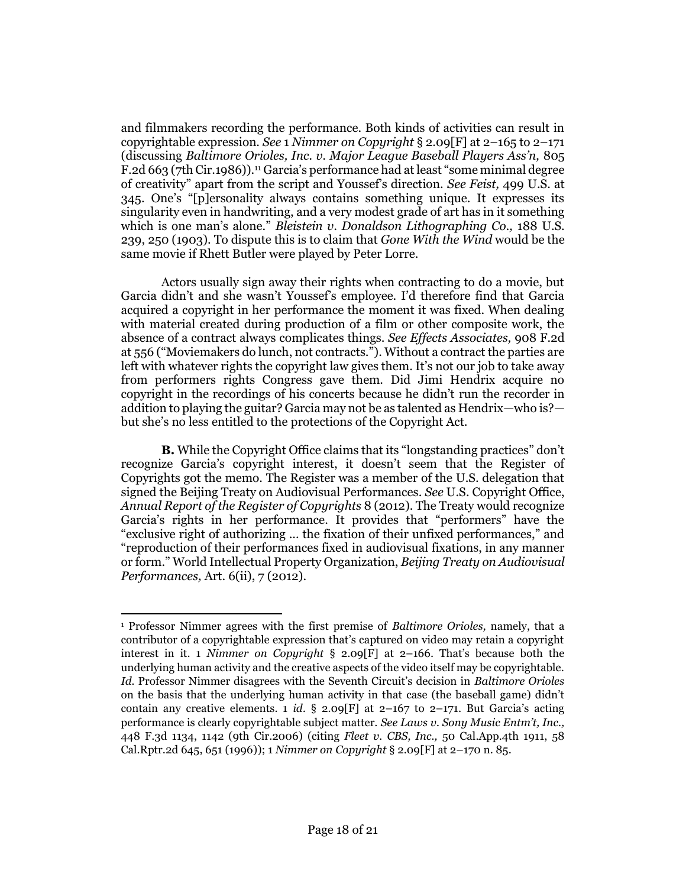and filmmakers recording the performance. Both kinds of activities can result in copyrightable expression. *See* 1 *Nimmer on Copyright* § 2.09[F] at 2–165 to 2–171 (discussing *Baltimore Orioles, Inc. v. Major League Baseball Players Ass'n,* 805 F.2d 663 (7th Cir.1986)).[11] Garcia's performance had at least "some minimal degree of creativity" apart from the script and Youssef's direction. *See Feist,* 499 U.S. at 345. One's "[p]ersonality always contains something unique. It expresses its singularity even in handwriting, and a very modest grade of art has in it something which is one man's alone." *Bleistein v. Donaldson Lithographing Co.,* 188 U.S. 239, 250 (1903). To dispute this is to claim that *Gone With the Wind* would be the same movie if Rhett Butler were played by Peter Lorre.

Actors usually sign away their rights when contracting to do a movie, but Garcia didn't and she wasn't Youssef's employee. I'd therefore find that Garcia acquired a copyright in her performance the moment it was fixed. When dealing with material created during production of a film or other composite work, the absence of a contract always complicates things. *See Effects Associates,* 908 F.2d at 556 ("Moviemakers do lunch, not contracts."). Without a contract the parties are left with whatever rights the copyright law gives them. It's not our job to take away from performers rights Congress gave them. Did Jimi Hendrix acquire no copyright in the recordings of his concerts because he didn't run the recorder in addition to playing the guitar? Garcia may not be as talented as Hendrix—who is?—but she's no less entitled to the protections of the Copyright Act.

**B.** While the Copyright Office claims that its "longstanding practices" don't recognize Garcia's copyright interest, it doesn't seem that the Register of Copyrights got the memo. The Register was a member of the U.S. delegation that signed the Beijing Treaty on Audiovisual Performances. *See* U.S. Copyright Office, *Annual Report of the Register of Copyrights* 8 (2012). The Treaty would recognize Garcia's rights in her performance. It provides that "performers" have the "exclusive right of authorizing ... the fixation of their unfixed performances," and "reproduction of their performances fixed in audiovisual fixations, in any manner or form." World Intellectual Property Organization, *Beijing Treaty on Audiovisual Performances,* Art. 6(ii), 7 (2012).

---

[1] Professor Nimmer agrees with the first premise of *Baltimore Orioles,* namely, that a contributor of a copyrightable expression that's captured on video may retain a copyright interest in it. 1 *Nimmer on Copyright* § 2.09[F] at 2–166. That's because both the underlying human activity and the creative aspects of the video itself may be copyrightable. *Id.* Professor Nimmer disagrees with the Seventh Circuit's decision in *Baltimore Orioles* on the basis that the underlying human activity in that case (the baseball game) didn't contain any creative elements. 1 *id.* § 2.09[F] at 2–167 to 2–171. But Garcia's acting performance is clearly copyrightable subject matter. *See Laws v. Sony Music Entm't, Inc.,* 448 F.3d 1134, 1142 (9th Cir.2006) (citing *Fleet v. CBS, Inc.,* 50 Cal.App.4th 1911, 58 Cal.Rptr.2d 645, 651 (1996)); 1 *Nimmer on Copyright* § 2.09[F] at 2–170 n. 85.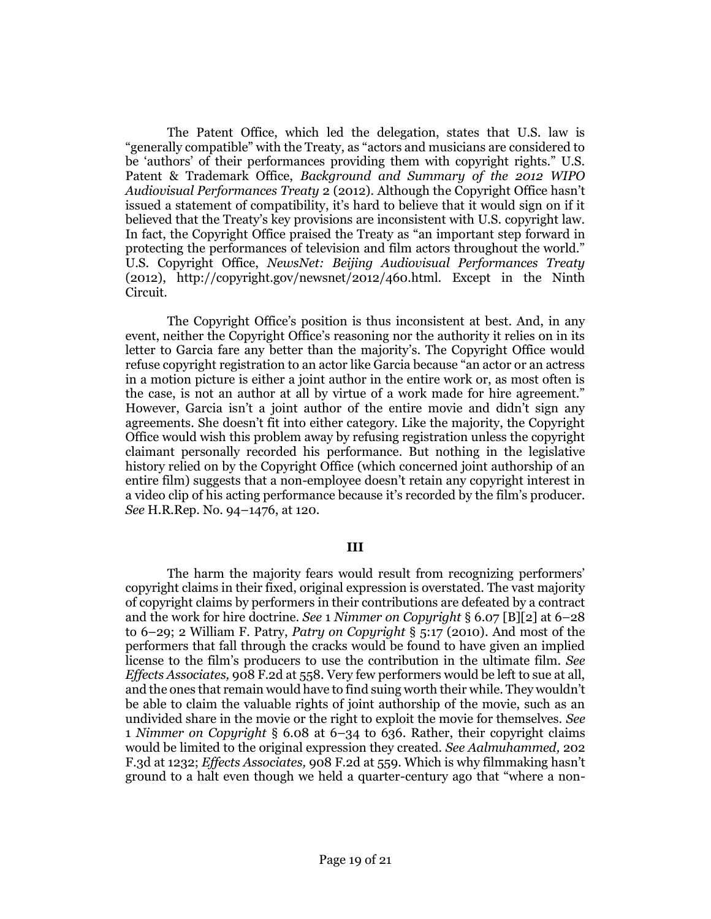The Patent Office, which led the delegation, states that U.S. law is "generally compatible" with the Treaty, as "actors and musicians are considered to be 'authors' of their performances providing them with copyright rights." U.S. Patent & Trademark Office, *Background and Summary of the 2012 WIPO Audiovisual Performances Treaty* 2 (2012). Although the Copyright Office hasn't issued a statement of compatibility, it's hard to believe that it would sign on if it believed that the Treaty's key provisions are inconsistent with U.S. copyright law. In fact, the Copyright Office praised the Treaty as "an important step forward in protecting the performances of television and film actors throughout the world." U.S. Copyright Office, *NewsNet: Beijing Audiovisual Performances Treaty* (2012), http://copyright.gov/newsnet/2012/460.html. Except in the Ninth Circuit.

The Copyright Office's position is thus inconsistent at best. And, in any event, neither the Copyright Office's reasoning nor the authority it relies on in its letter to Garcia fare any better than the majority's. The Copyright Office would refuse copyright registration to an actor like Garcia because "an actor or an actress in a motion picture is either a joint author in the entire work or, as most often is the case, is not an author at all by virtue of a work made for hire agreement." However, Garcia isn't a joint author of the entire movie and didn't sign any agreements. She doesn't fit into either category. Like the majority, the Copyright Office would wish this problem away by refusing registration unless the copyright claimant personally recorded his performance. But nothing in the legislative history relied on by the Copyright Office (which concerned joint authorship of an entire film) suggests that a non-employee doesn't retain any copyright interest in a video clip of his acting performance because it's recorded by the film's producer. *See* H.R.Rep. No. 94–1476, at 120.

### III

The harm the majority fears would result from recognizing performers' copyright claims in their fixed, original expression is overstated. The vast majority of copyright claims by performers in their contributions are defeated by a contract and the work for hire doctrine. *See* 1 *Nimmer on Copyright* § 6.07 [B][2] at 6–28 to 6–29; 2 William F. Patry, *Patry on Copyright* § 5:17 (2010). And most of the performers that fall through the cracks would be found to have given an implied license to the film's producers to use the contribution in the ultimate film. *See Effects Associates,* 908 F.2d at 558. Very few performers would be left to sue at all, and the ones that remain would have to find suing worth their while. They wouldn't be able to claim the valuable rights of joint authorship of the movie, such as an undivided share in the movie or the right to exploit the movie for themselves. *See* 1 *Nimmer on Copyright* § 6.08 at 6–34 to 636. Rather, their copyright claims would be limited to the original expression they created. *See Aalmuhammed,* 202 F.3d at 1232; *Effects Associates,* 908 F.2d at 559. Which is why filmmaking hasn't ground to a halt even though we held a quarter-century ago that "where a non-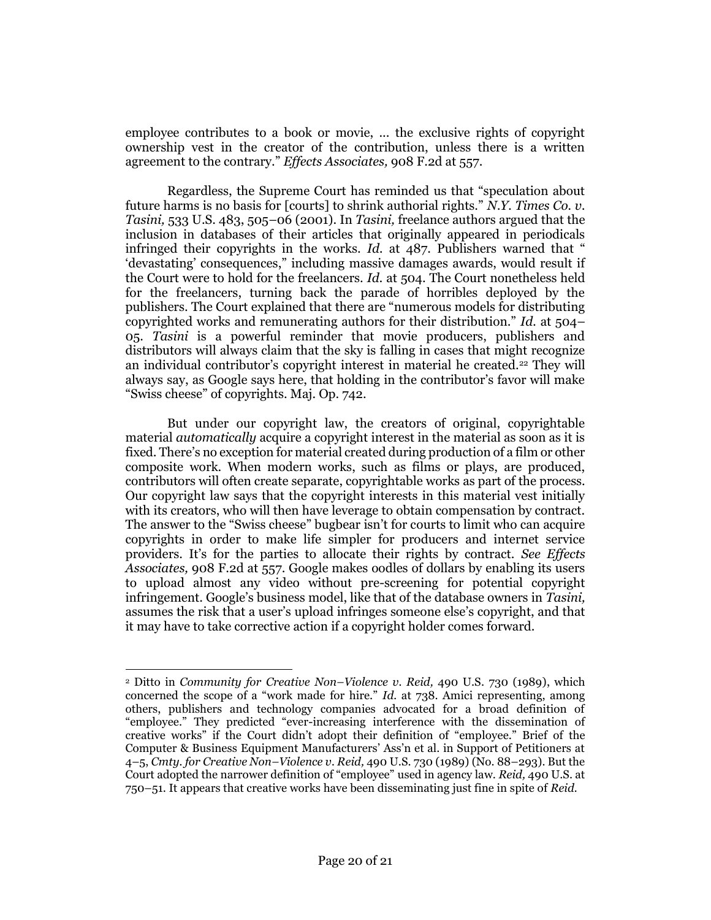employee contributes to a book or movie, ... the exclusive rights of copyright ownership vest in the creator of the contribution, unless there is a written agreement to the contrary." *Effects Associates,* 908 F.2d at 557.

Regardless, the Supreme Court has reminded us that "speculation about future harms is no basis for [courts] to shrink authorial rights." *N.Y. Times Co. v. Tasini,* 533 U.S. 483, 505–06 (2001). In *Tasini,* freelance authors argued that the inclusion in databases of their articles that originally appeared in periodicals infringed their copyrights in the works. *Id.* at 487. Publishers warned that " 'devastating' consequences," including massive damages awards, would result if the Court were to hold for the freelancers. *Id.* at 504. The Court nonetheless held for the freelancers, turning back the parade of horribles deployed by the publishers. The Court explained that there are "numerous models for distributing copyrighted works and remunerating authors for their distribution." *Id.* at 504–05. *Tasini* is a powerful reminder that movie producers, publishers and distributors will always claim that the sky is falling in cases that might recognize an individual contributor's copyright interest in material he created.[2] They will always say, as Google says here, that holding in the contributor's favor will make "Swiss cheese" of copyrights. Maj. Op. 742.

But under our copyright law, the creators of original, copyrightable material *automatically* acquire a copyright interest in the material as soon as it is fixed. There's no exception for material created during production of a film or other composite work. When modern works, such as films or plays, are produced, contributors will often create separate, copyrightable works as part of the process. Our copyright law says that the copyright interests in this material vest initially with its creators, who will then have leverage to obtain compensation by contract. The answer to the "Swiss cheese" bugbear isn't for courts to limit who can acquire copyrights in order to make life simpler for producers and internet service providers. It's for the parties to allocate their rights by contract. *See Effects Associates,* 908 F.2d at 557. Google makes oodles of dollars by enabling its users to upload almost any video without pre-screening for potential copyright infringement. Google's business model, like that of the database owners in *Tasini,* assumes the risk that a user's upload infringes someone else's copyright, and that it may have to take corrective action if a copyright holder comes forward.

---

[2] Ditto in *Community for Creative Non–Violence v. Reid,* 490 U.S. 730 (1989), which concerned the scope of a "work made for hire." *Id.* at 738. Amici representing, among others, publishers and technology companies advocated for a broad definition of "employee." They predicted "ever-increasing interference with the dissemination of creative works" if the Court didn't adopt their definition of "employee." Brief of the Computer & Business Equipment Manufacturers' Ass'n et al. in Support of Petitioners at 4–5, *Cmty. for Creative Non–Violence v. Reid,* 490 U.S. 730 (1989) (No. 88–293). But the Court adopted the narrower definition of "employee" used in agency law. *Reid,* 490 U.S. at 750–51. It appears that creative works have been disseminating just fine in spite of *Reid.*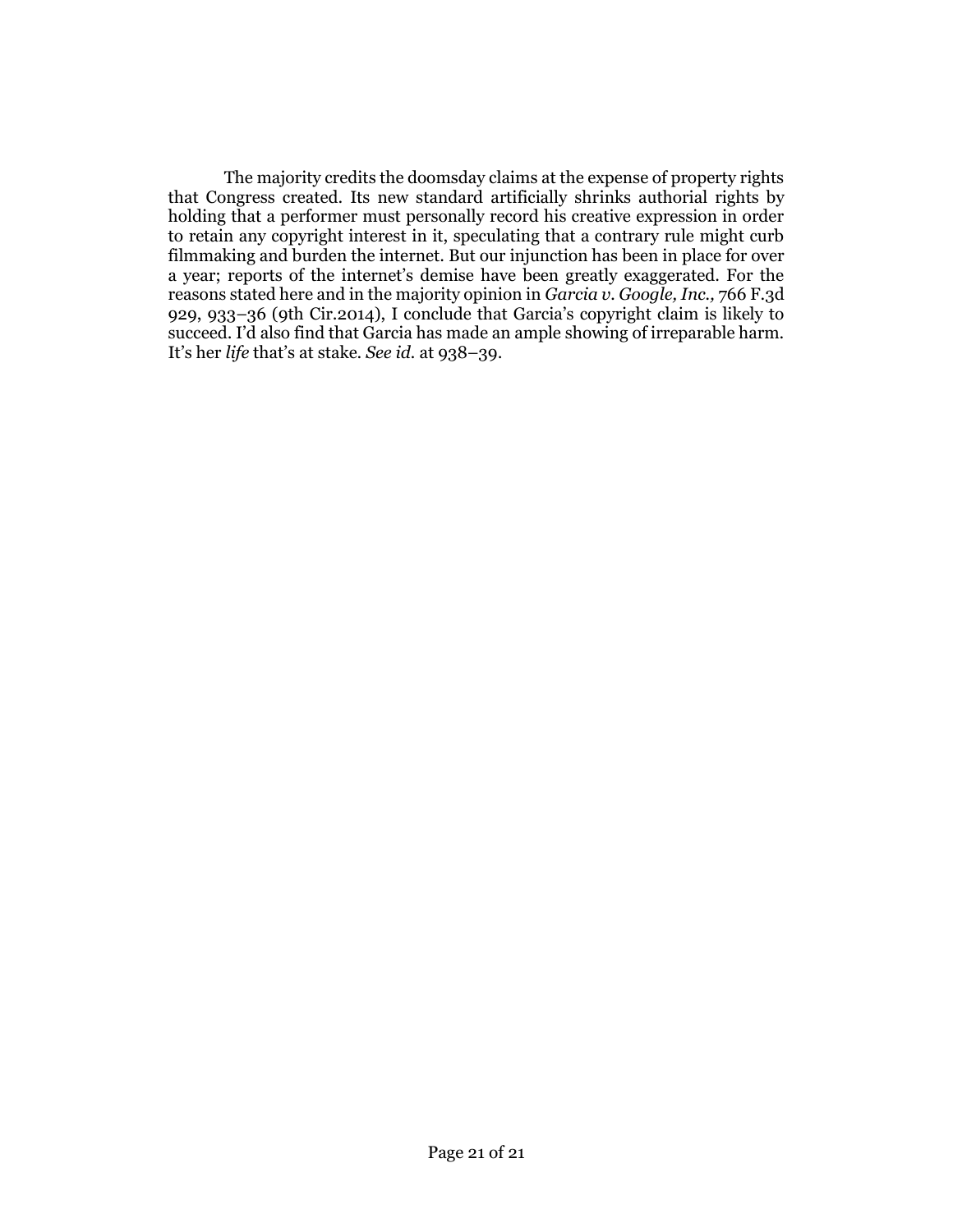The majority credits the doomsday claims at the expense of property rights that Congress created. Its new standard artificially shrinks authorial rights by holding that a performer must personally record his creative expression in order to retain any copyright interest in it, speculating that a contrary rule might curb filmmaking and burden the internet. But our injunction has been in place for over a year; reports of the internet's demise have been greatly exaggerated. For the reasons stated here and in the majority opinion in *Garcia v. Google, Inc.,* 766 F.3d 929, 933–36 (9th Cir.2014), I conclude that Garcia's copyright claim is likely to succeed. I'd also find that Garcia has made an ample showing of irreparable harm. It's her *life* that's at stake. *See id.* at 938–39.